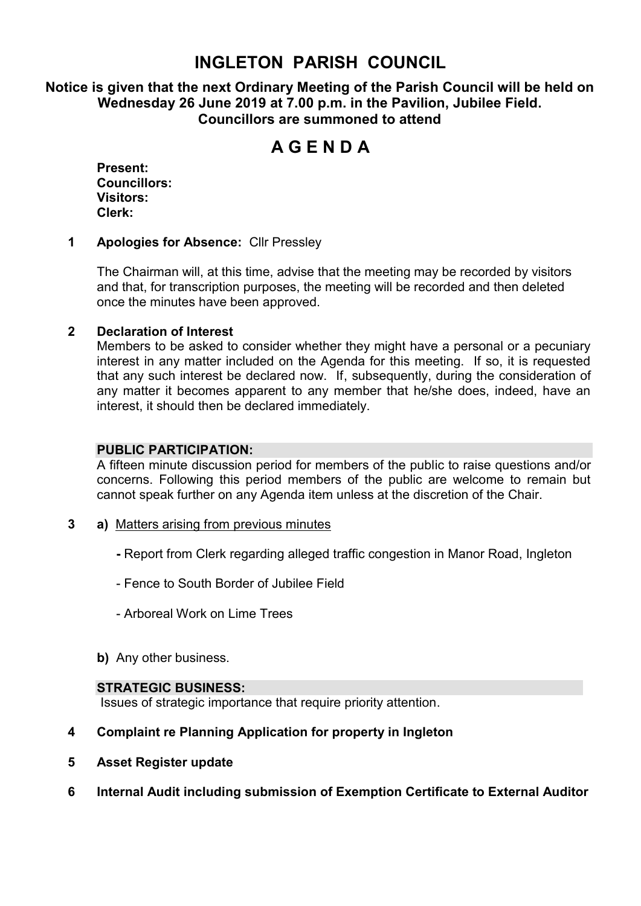# INGLETON PARISH COUNCIL

**Notice is given that the next Ordinary Meeting of the Parish Council will be held on Wednesday 26 June 2019 at 7.00 p.m. in the Pavilion, Jubilee Field. Councillors are summoned to attend**

# A G E N D A

**Present:**
**Councillors:**
**Visitors:**
**Clerk:**

**1 Apologies for Absence:** Cllr Pressley

The Chairman will, at this time, advise that the meeting may be recorded by visitors and that, for transcription purposes, the meeting will be recorded and then deleted once the minutes have been approved.

**2 Declaration of Interest**

Members to be asked to consider whether they might have a personal or a pecuniary interest in any matter included on the Agenda for this meeting. If so, it is requested that any such interest be declared now. If, subsequently, during the consideration of any matter it becomes apparent to any member that he/she does, indeed, have an interest, it should then be declared immediately.

**PUBLIC PARTICIPATION:**

A fifteen minute discussion period for members of the public to raise questions and/or concerns. Following this period members of the public are welcome to remain but cannot speak further on any Agenda item unless at the discretion of the Chair.

**3 a)** Matters arising from previous minutes

- Report from Clerk regarding alleged traffic congestion in Manor Road, Ingleton
- Fence to South Border of Jubilee Field
- Arboreal Work on Lime Trees

**b)** Any other business.

**STRATEGIC BUSINESS:**

Issues of strategic importance that require priority attention.

**4 Complaint re Planning Application for property in Ingleton**

**5 Asset Register update**

**6 Internal Audit including submission of Exemption Certificate to External Auditor**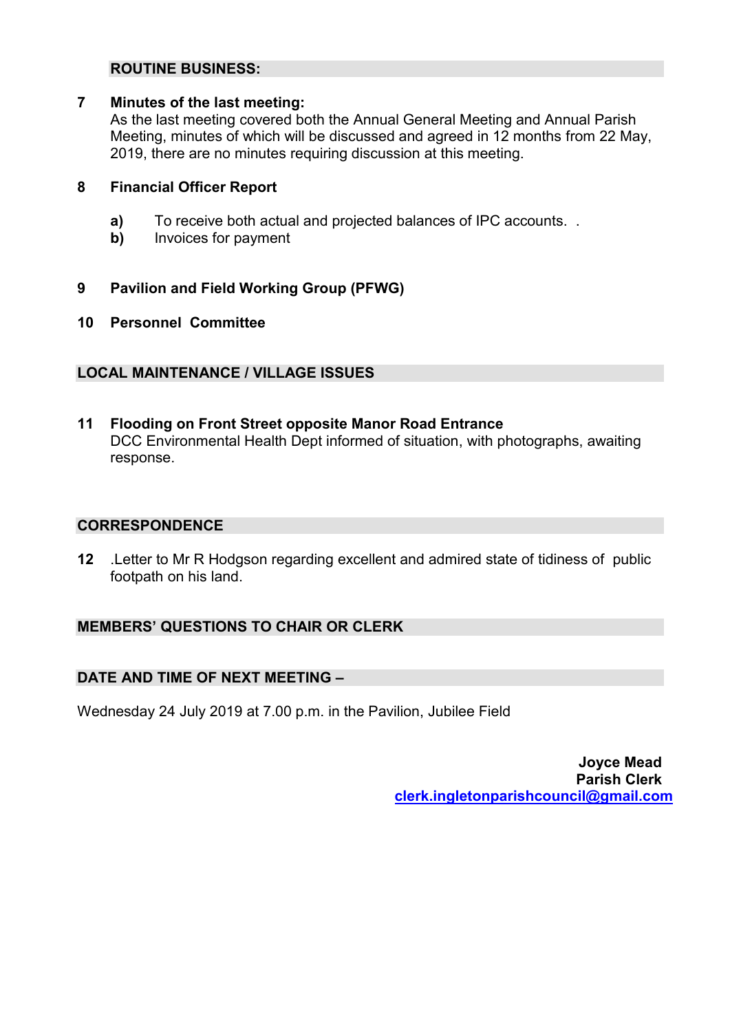## ROUTINE BUSINESS:

**7 Minutes of the last meeting:**
As the last meeting covered both the Annual General Meeting and Annual Parish Meeting, minutes of which will be discussed and agreed in 12 months from 22 May, 2019, there are no minutes requiring discussion at this meeting.

**8 Financial Officer Report**

**a)** To receive both actual and projected balances of IPC accounts. .
**b)** Invoices for payment

**9 Pavilion and Field Working Group (PFWG)**

**10 Personnel Committee**

## LOCAL MAINTENANCE / VILLAGE ISSUES

**11 Flooding on Front Street opposite Manor Road Entrance**
DCC Environmental Health Dept informed of situation, with photographs, awaiting response.

## CORRESPONDENCE

**12** .Letter to Mr R Hodgson regarding excellent and admired state of tidiness of public footpath on his land.

## MEMBERS' QUESTIONS TO CHAIR OR CLERK

## DATE AND TIME OF NEXT MEETING –

Wednesday 24 July 2019 at 7.00 p.m. in the Pavilion, Jubilee Field

**Joyce Mead**
**Parish Clerk**
**clerk.ingletonparishcouncil@gmail.com**